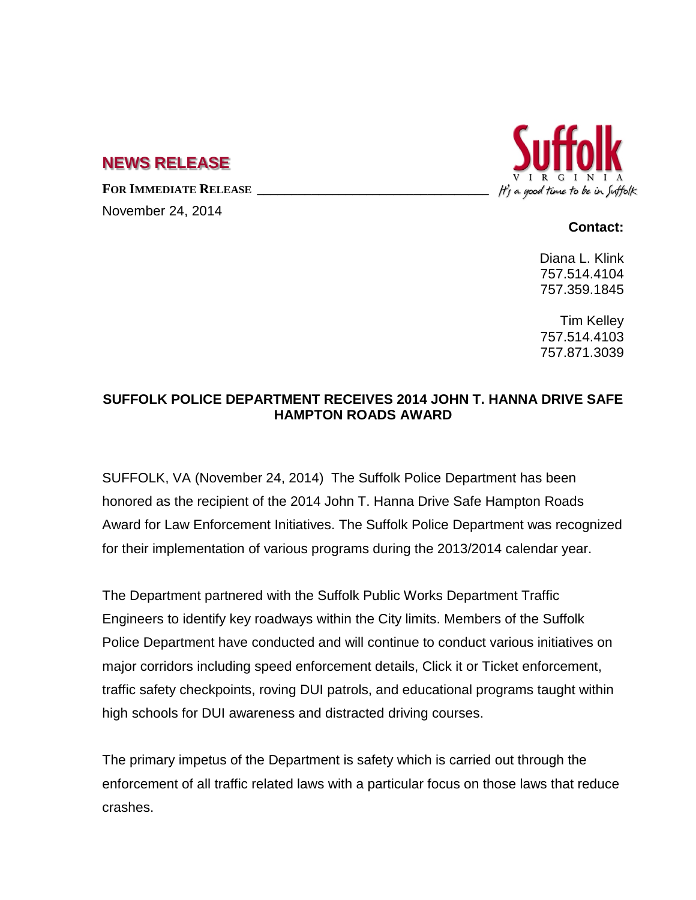## NEWS RELEASE

**FOR IMMEDIATE RELEASE**

November 24, 2014

Suffolk VIRGINIA *It's a good time to be in Suffolk*

**Contact:**

Diana L. Klink
757.514.4104
757.359.1845

Tim Kelley
757.514.4103
757.871.3039

**SUFFOLK POLICE DEPARTMENT RECEIVES 2014 JOHN T. HANNA DRIVE SAFE HAMPTON ROADS AWARD**

SUFFOLK, VA (November 24, 2014) The Suffolk Police Department has been honored as the recipient of the 2014 John T. Hanna Drive Safe Hampton Roads Award for Law Enforcement Initiatives. The Suffolk Police Department was recognized for their implementation of various programs during the 2013/2014 calendar year.

The Department partnered with the Suffolk Public Works Department Traffic Engineers to identify key roadways within the City limits. Members of the Suffolk Police Department have conducted and will continue to conduct various initiatives on major corridors including speed enforcement details, Click it or Ticket enforcement, traffic safety checkpoints, roving DUI patrols, and educational programs taught within high schools for DUI awareness and distracted driving courses.

The primary impetus of the Department is safety which is carried out through the enforcement of all traffic related laws with a particular focus on those laws that reduce crashes.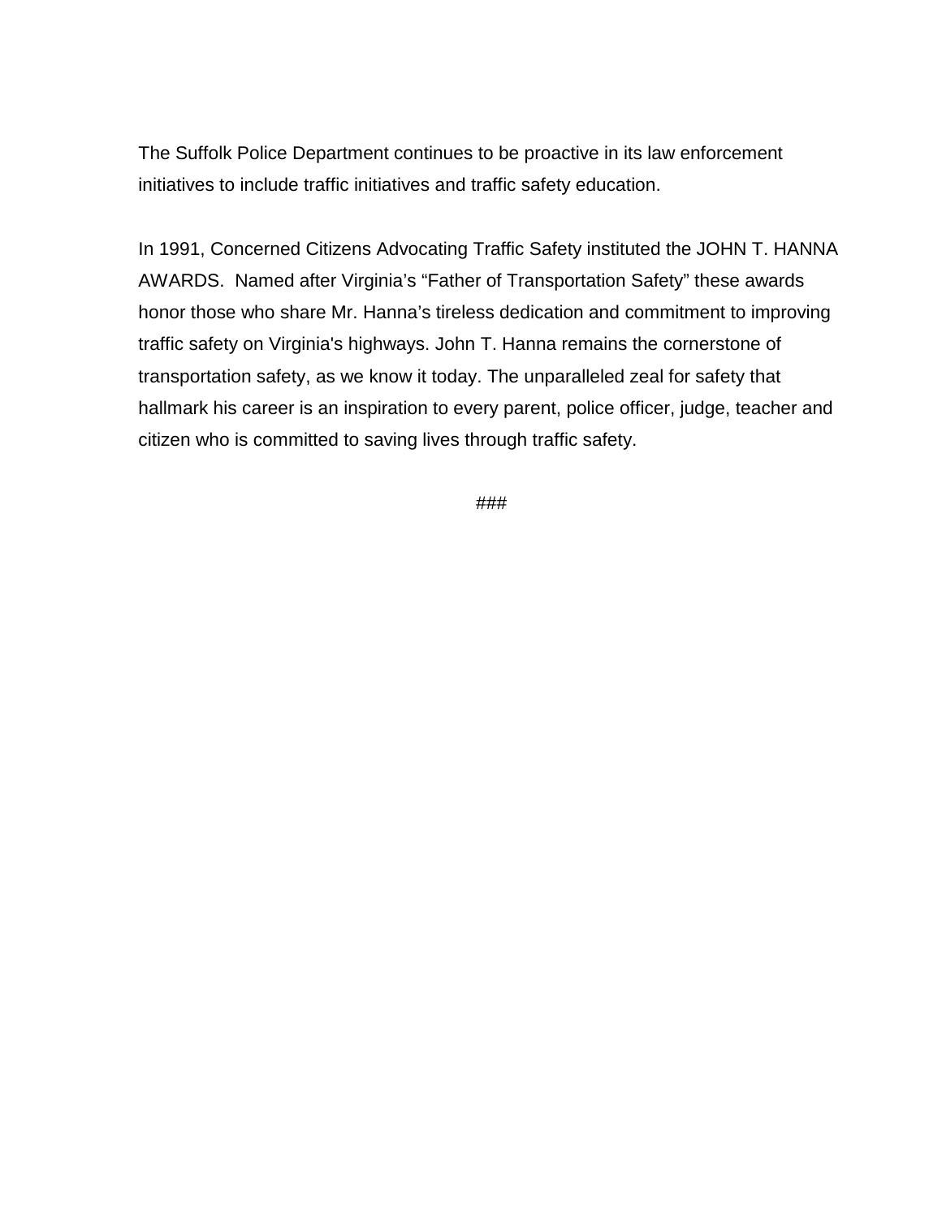The Suffolk Police Department continues to be proactive in its law enforcement initiatives to include traffic initiatives and traffic safety education.

In 1991, Concerned Citizens Advocating Traffic Safety instituted the JOHN T. HANNA AWARDS. Named after Virginia's "Father of Transportation Safety" these awards honor those who share Mr. Hanna's tireless dedication and commitment to improving traffic safety on Virginia's highways. John T. Hanna remains the cornerstone of transportation safety, as we know it today. The unparalleled zeal for safety that hallmark his career is an inspiration to every parent, police officer, judge, teacher and citizen who is committed to saving lives through traffic safety.

###